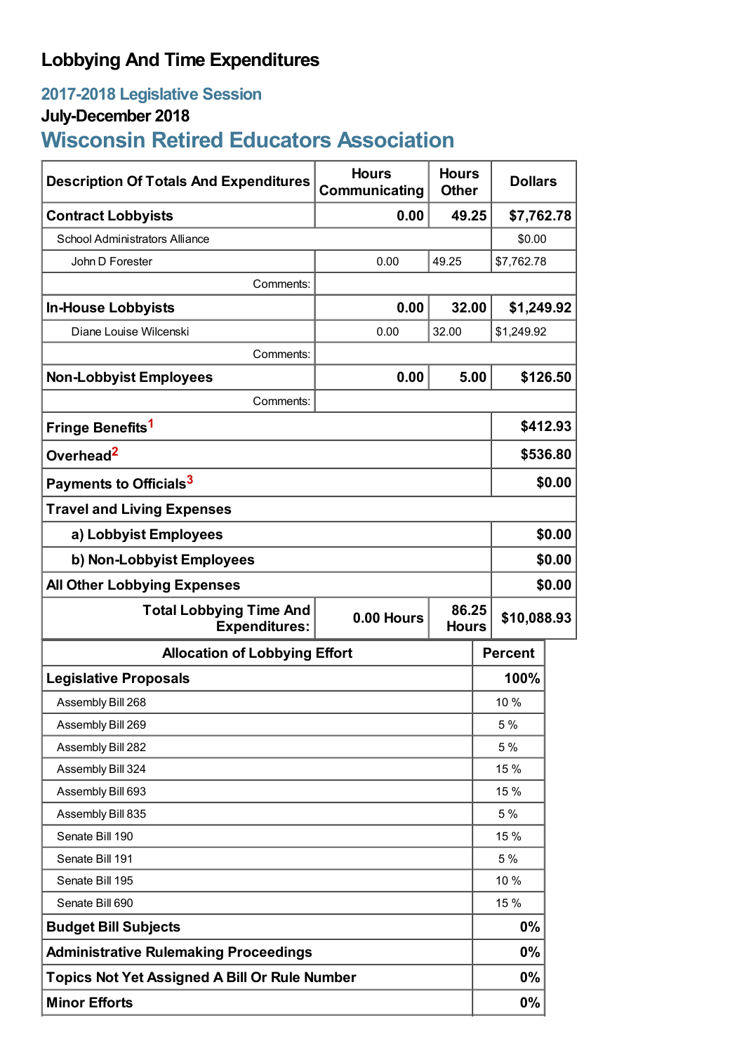# Lobbying And Time Expenditures

## 2017-2018 Legislative Session

### July-December 2018

## Wisconsin Retired Educators Association

| Description Of Totals And Expenditures | Hours Communicating | Hours Other | Dollars |
|---|---|---|---|
| **Contract Lobbyists** | **0.00** | **49.25** | **$7,762.78** |
| School Administrators Alliance | | | $0.00 |
| John D Forester | 0.00 | 49.25 | $7,762.78 |
| Comments: | | | |
| **In-House Lobbyists** | **0.00** | **32.00** | **$1,249.92** |
| Diane Louise Wilcenski | 0.00 | 32.00 | $1,249.92 |
| Comments: | | | |
| **Non-Lobbyist Employees** | **0.00** | **5.00** | **$126.50** |
| Comments: | | | |
| **Fringe Benefits**[1] | | | **$412.93** |
| **Overhead**[2] | | | **$536.80** |
| **Payments to Officials**[3] | | | **$0.00** |
| **Travel and Living Expenses** | | | |
| **a) Lobbyist Employees** | | | **$0.00** |
| **b) Non-Lobbyist Employees** | | | **$0.00** |
| **All Other Lobbying Expenses** | | | **$0.00** |
| **Total Lobbying Time And Expenditures:** | **0.00 Hours** | **86.25 Hours** | **$10,088.93** |

| Allocation of Lobbying Effort | Percent |
|---|---|
| **Legislative Proposals** | **100%** |
| Assembly Bill 268 | 10 % |
| Assembly Bill 269 | 5 % |
| Assembly Bill 282 | 5 % |
| Assembly Bill 324 | 15 % |
| Assembly Bill 693 | 15 % |
| Assembly Bill 835 | 5 % |
| Senate Bill 190 | 15 % |
| Senate Bill 191 | 5 % |
| Senate Bill 195 | 10 % |
| Senate Bill 690 | 15 % |
| **Budget Bill Subjects** | **0%** |
| **Administrative Rulemaking Proceedings** | **0%** |
| **Topics Not Yet Assigned A Bill Or Rule Number** | **0%** |
| **Minor Efforts** | **0%** |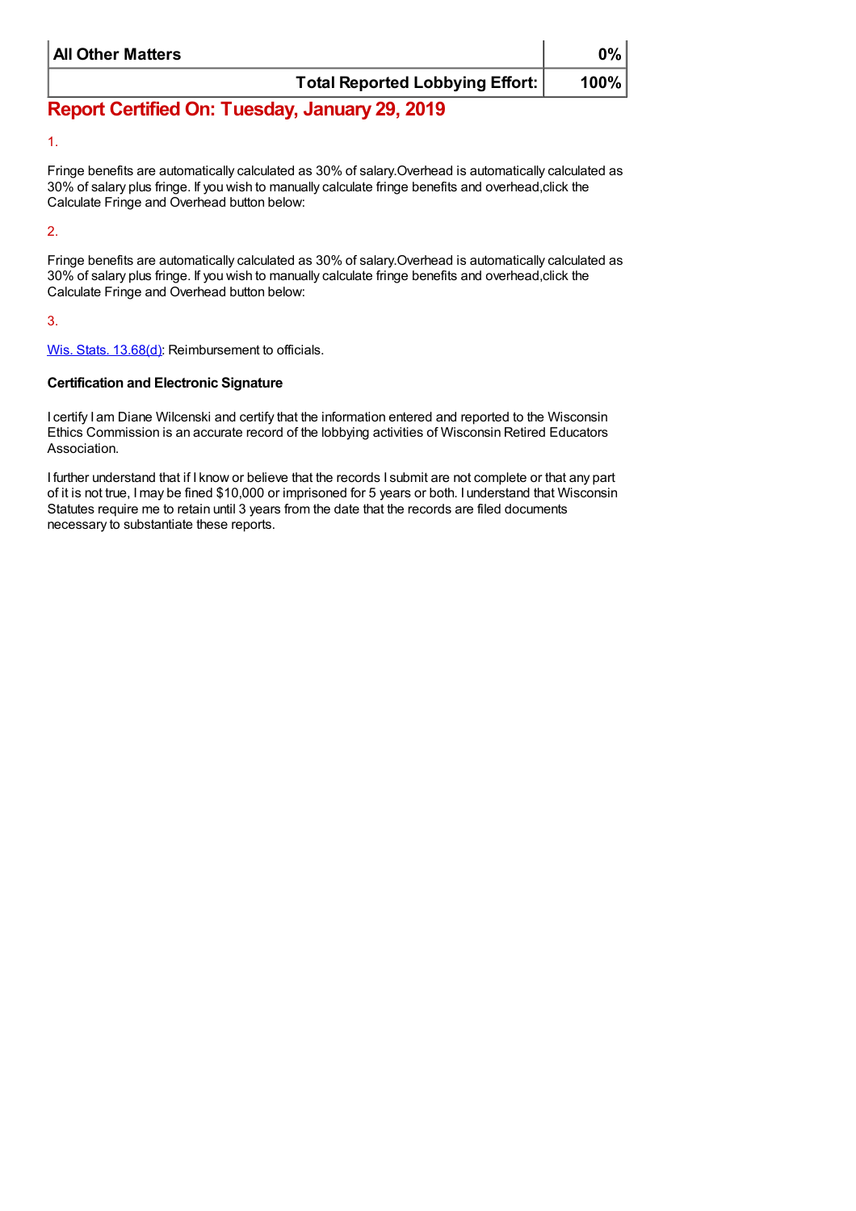| | |
|---|---|
| **All Other Matters** | **0%** |
| **Total Reported Lobbying Effort:** | **100%** |

## Report Certified On: Tuesday, January 29, 2019

1.

Fringe benefits are automatically calculated as 30% of salary.Overhead is automatically calculated as 30% of salary plus fringe. If you wish to manually calculate fringe benefits and overhead,click the Calculate Fringe and Overhead button below:

2.

Fringe benefits are automatically calculated as 30% of salary.Overhead is automatically calculated as 30% of salary plus fringe. If you wish to manually calculate fringe benefits and overhead,click the Calculate Fringe and Overhead button below:

3.

Wis. Stats. 13.68(d): Reimbursement to officials.

**Certification and Electronic Signature**

I certify I am Diane Wilcenski and certify that the information entered and reported to the Wisconsin Ethics Commission is an accurate record of the lobbying activities of Wisconsin Retired Educators Association.

I further understand that if I know or believe that the records I submit are not complete or that any part of it is not true, I may be fined $10,000 or imprisoned for 5 years or both. I understand that Wisconsin Statutes require me to retain until 3 years from the date that the records are filed documents necessary to substantiate these reports.